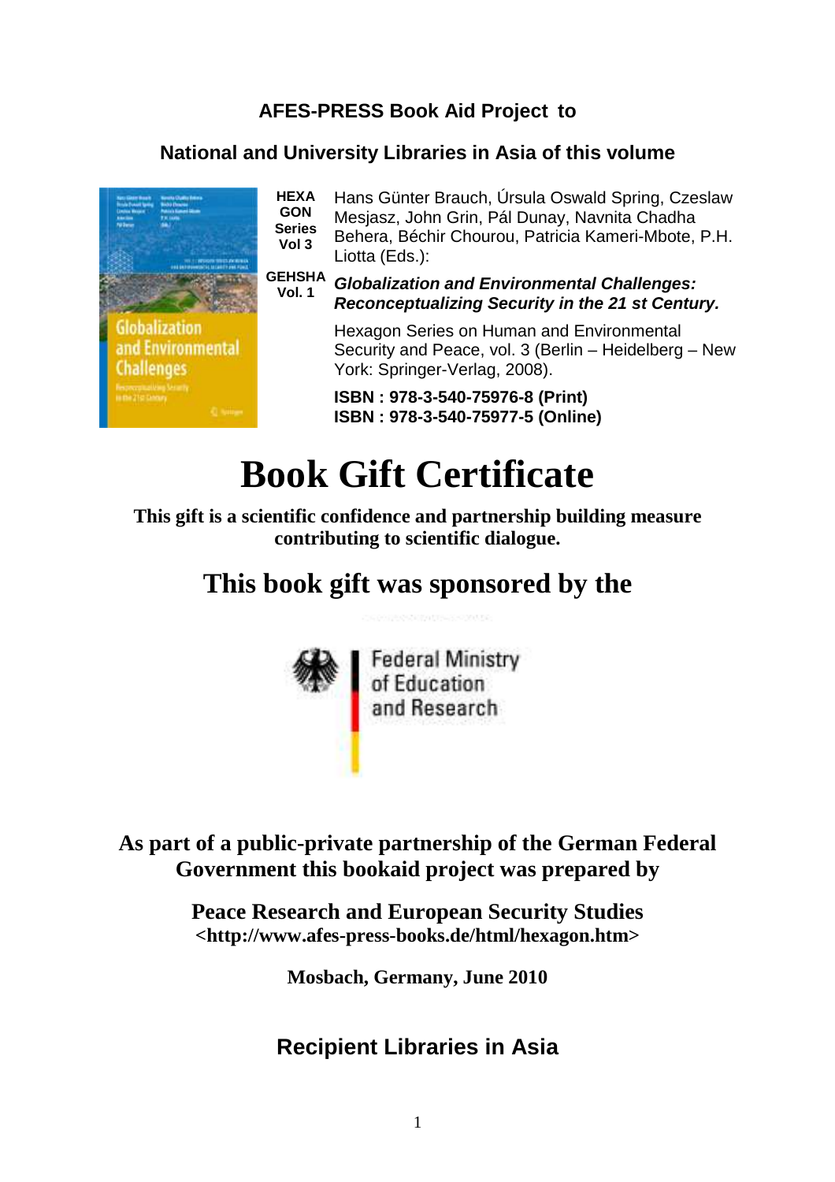**AFES-PRESS Book Aid Project to**

**National and University Libraries in Asia of this volume**

**HEXA GON Series Vol 3**

**GEHSHA Vol. 1**

Hans Günter Brauch, Úrsula Oswald Spring, Czeslaw Mesjasz, John Grin, Pál Dunay, Navnita Chadha Behera, Béchir Chourou, Patricia Kameri-Mbote, P.H. Liotta (Eds.):

***Globalization and Environmental Challenges: Reconceptualizing Security in the 21 st Century.***

Hexagon Series on Human and Environmental Security and Peace, vol. 3 (Berlin – Heidelberg – New York: Springer-Verlag, 2008).

**ISBN : 978-3-540-75976-8 (Print)**
**ISBN : 978-3-540-75977-5 (Online)**

# Book Gift Certificate

**This gift is a scientific confidence and partnership building measure contributing to scientific dialogue.**

## This book gift was sponsored by the

Federal Ministry of Education and Research

**As part of a public-private partnership of the German Federal Government this bookaid project was prepared by**

**Peace Research and European Security Studies**
**<http://www.afes-press-books.de/html/hexagon.htm>**

**Mosbach, Germany, June 2010**

## Recipient Libraries in Asia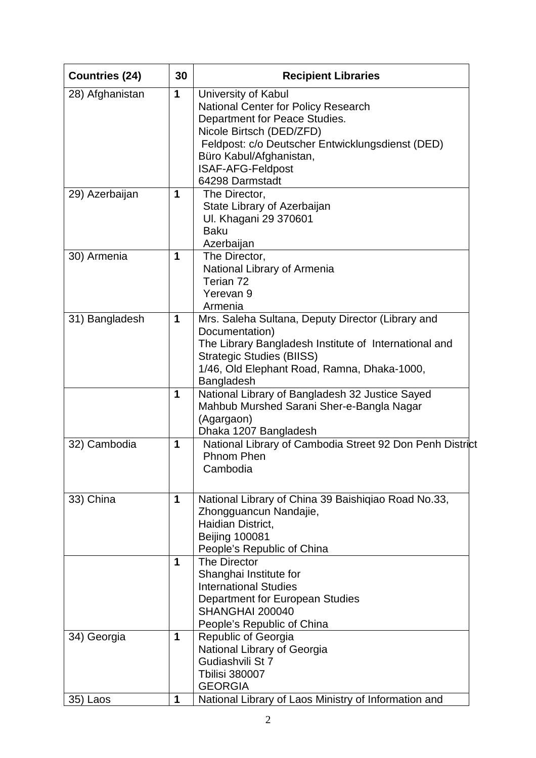| Countries (24) | 30 | Recipient Libraries |
|---|---|---|
| 28) Afghanistan | 1 | University of Kabul<br>National Center for Policy Research<br>Department for Peace Studies.<br>Nicole Birtsch (DED/ZFD)<br>Feldpost: c/o Deutscher Entwicklungsdienst (DED)<br>Büro Kabul/Afghanistan,<br>ISAF-AFG-Feldpost<br>64298 Darmstadt |
| 29) Azerbaijan | 1 | The Director,<br>State Library of Azerbaijan<br>Ul. Khagani 29 370601<br>Baku<br>Azerbaijan |
| 30) Armenia | 1 | The Director,<br>National Library of Armenia<br>Terian 72<br>Yerevan 9<br>Armenia |
| 31) Bangladesh | 1 | Mrs. Saleha Sultana, Deputy Director (Library and Documentation)<br>The Library Bangladesh Institute of International and Strategic Studies (BIISS)<br>1/46, Old Elephant Road, Ramna, Dhaka-1000, Bangladesh |
| | 1 | National Library of Bangladesh 32 Justice Sayed Mahbub Murshed Sarani Sher-e-Bangla Nagar (Agargaon)<br>Dhaka 1207 Bangladesh |
| 32) Cambodia | 1 | National Library of Cambodia Street 92 Don Penh District<br>Phnom Phen<br>Cambodia |
| 33) China | 1 | National Library of China 39 Baishiqiao Road No.33, Zhongguancun Nandajie,<br>Haidian District,<br>Beijing 100081<br>People's Republic of China |
| | 1 | The Director<br>Shanghai Institute for<br>International Studies<br>Department for European Studies<br>SHANGHAI 200040<br>People's Republic of China |
| 34) Georgia | 1 | Republic of Georgia<br>National Library of Georgia<br>Gudiashvili St 7<br>Tbilisi 380007<br>GEORGIA |
| 35) Laos | 1 | National Library of Laos Ministry of Information and |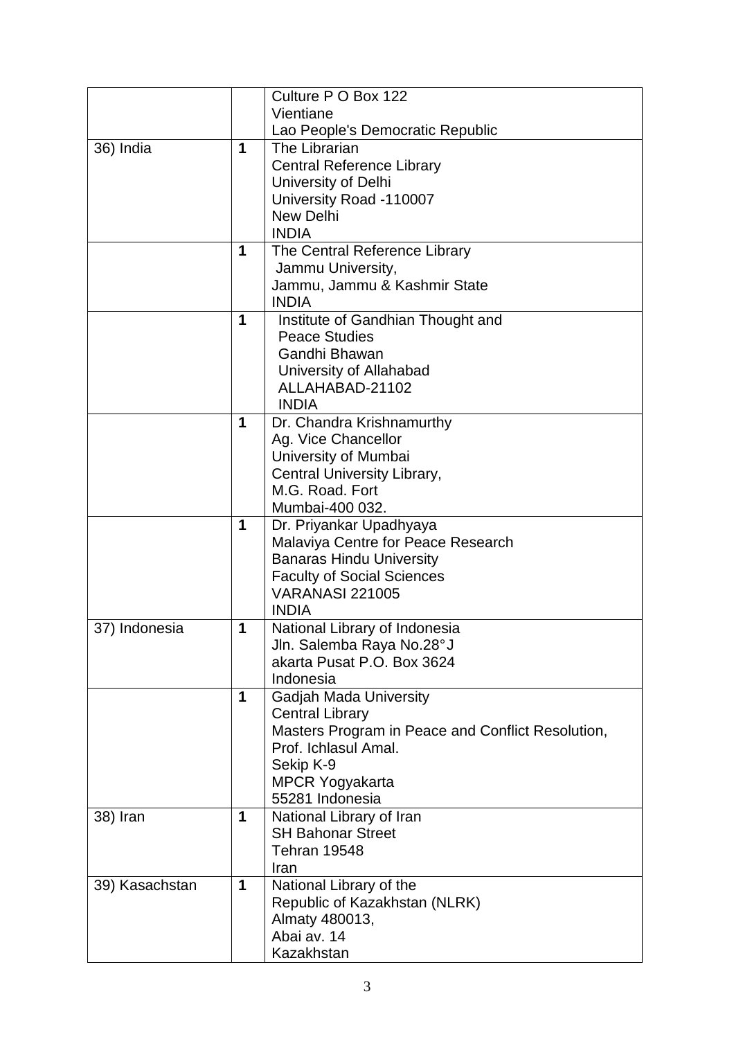| | | |
|---|---|---|
| | | Culture P O Box 122<br>Vientiane<br>Lao People's Democratic Republic |
| 36) India | **1** | The Librarian<br>Central Reference Library<br>University of Delhi<br>University Road -110007<br>New Delhi<br>INDIA |
| | **1** | The Central Reference Library<br>Jammu University,<br>Jammu, Jammu & Kashmir State<br>INDIA |
| | **1** | Institute of Gandhian Thought and<br>Peace Studies<br>Gandhi Bhawan<br>University of Allahabad<br>ALLAHABAD-21102<br>INDIA |
| | **1** | Dr. Chandra Krishnamurthy<br>Ag. Vice Chancellor<br>University of Mumbai<br>Central University Library,<br>M.G. Road. Fort<br>Mumbai-400 032. |
| | **1** | Dr. Priyankar Upadhyaya<br>Malaviya Centre for Peace Research<br>Banaras Hindu University<br>Faculty of Social Sciences<br>VARANASI 221005<br>INDIA |
| 37) Indonesia | **1** | National Library of Indonesia<br>Jln. Salemba Raya No.28°J<br>akarta Pusat P.O. Box 3624<br>Indonesia |
| | **1** | Gadjah Mada University<br>Central Library<br>Masters Program in Peace and Conflict Resolution,<br>Prof. Ichlasul Amal.<br>Sekip K-9<br>MPCR Yogyakarta<br>55281 Indonesia |
| 38) Iran | **1** | National Library of Iran<br>SH Bahonar Street<br>Tehran 19548<br>Iran |
| 39) Kasachstan | **1** | National Library of the<br>Republic of Kazakhstan (NLRK)<br>Almaty 480013,<br>Abai av. 14<br>Kazakhstan |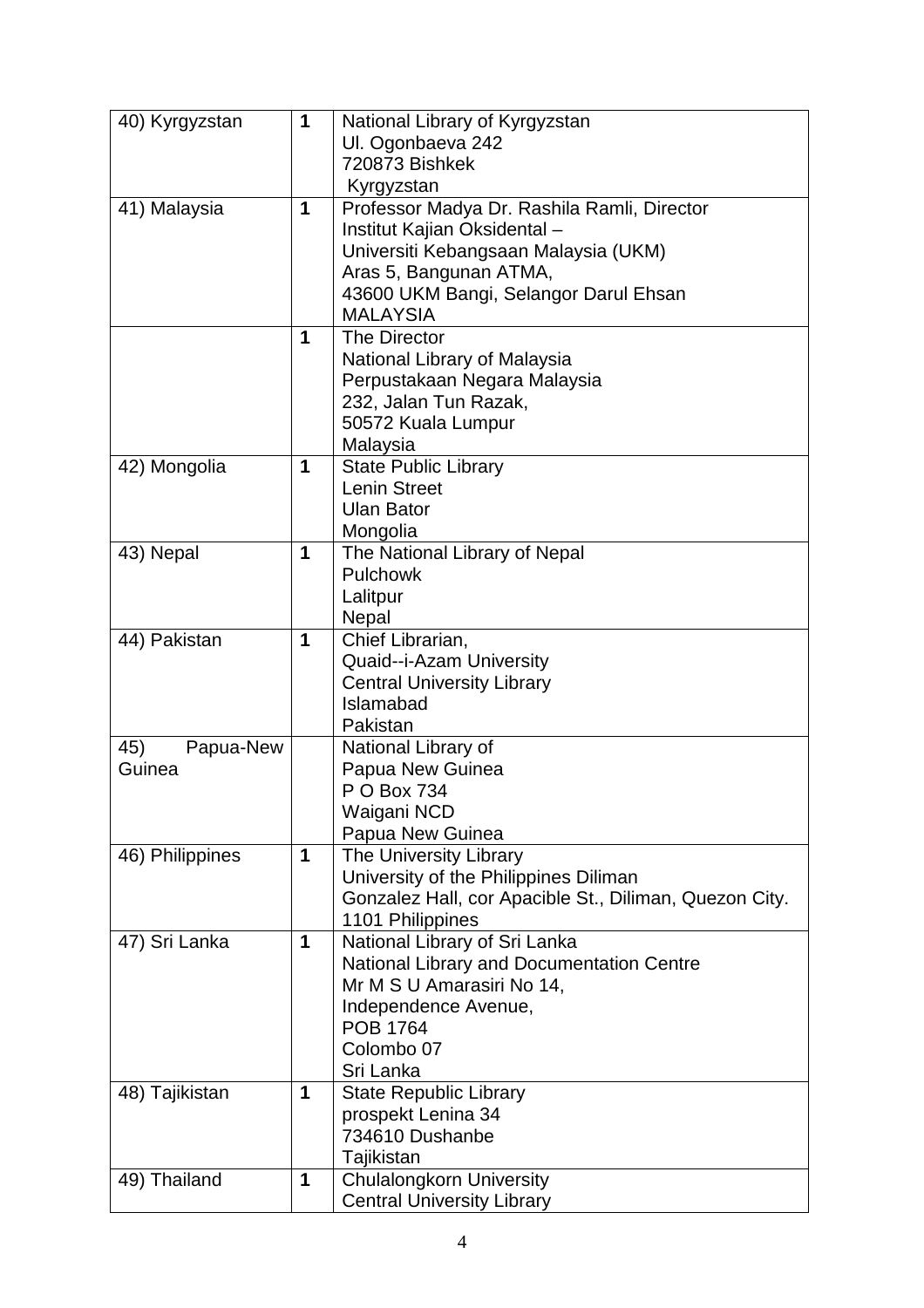| | | |
|---|---|---|
| 40) Kyrgyzstan | 1 | National Library of Kyrgyzstan<br>Ul. Ogonbaeva 242<br>720873 Bishkek<br>Kyrgyzstan |
| 41) Malaysia | 1 | Professor Madya Dr. Rashila Ramli, Director<br>Institut Kajian Oksidental –<br>Universiti Kebangsaan Malaysia (UKM)<br>Aras 5, Bangunan ATMA,<br>43600 UKM Bangi, Selangor Darul Ehsan<br>MALAYSIA |
| | 1 | The Director<br>National Library of Malaysia<br>Perpustakaan Negara Malaysia<br>232, Jalan Tun Razak,<br>50572 Kuala Lumpur<br>Malaysia |
| 42) Mongolia | 1 | State Public Library<br>Lenin Street<br>Ulan Bator<br>Mongolia |
| 43) Nepal | 1 | The National Library of Nepal<br>Pulchowk<br>Lalitpur<br>Nepal |
| 44) Pakistan | 1 | Chief Librarian,<br>Quaid--i-Azam University<br>Central University Library<br>Islamabad<br>Pakistan |
| 45) Papua-New Guinea | | National Library of<br>Papua New Guinea<br>P O Box 734<br>Waigani NCD<br>Papua New Guinea |
| 46) Philippines | 1 | The University Library<br>University of the Philippines Diliman<br>Gonzalez Hall, cor Apacible St., Diliman, Quezon City.<br>1101 Philippines |
| 47) Sri Lanka | 1 | National Library of Sri Lanka<br>National Library and Documentation Centre<br>Mr M S U Amarasiri No 14,<br>Independence Avenue,<br>POB 1764<br>Colombo 07<br>Sri Lanka |
| 48) Tajikistan | 1 | State Republic Library<br>prospekt Lenina 34<br>734610 Dushanbe<br>Tajikistan |
| 49) Thailand | 1 | Chulalongkorn University<br>Central University Library |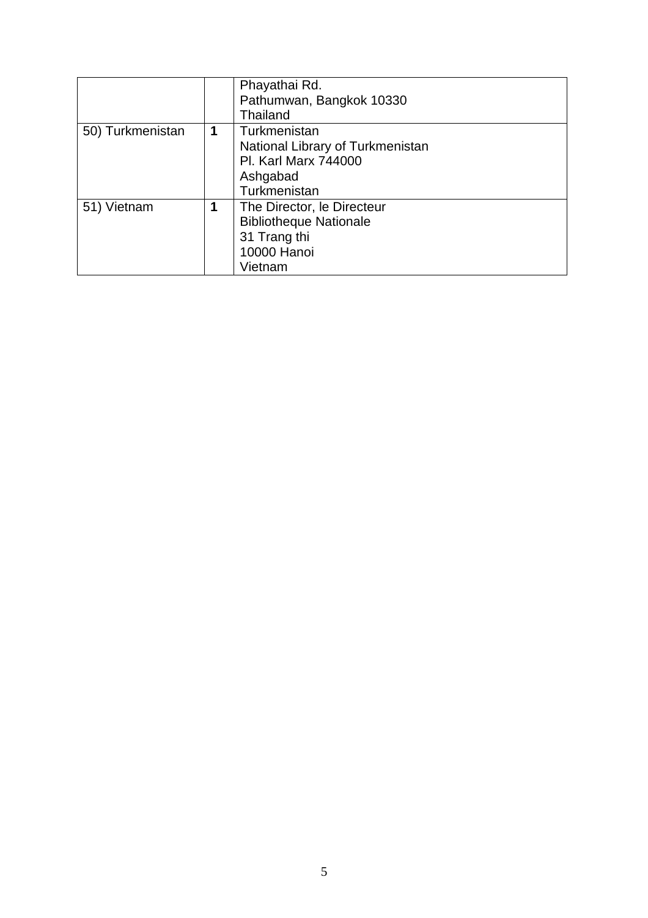| | | |
|---|---|---|
| | | Phayathai Rd.<br>Pathumwan, Bangkok 10330<br>Thailand |
| 50) Turkmenistan | **1** | Turkmenistan<br>National Library of Turkmenistan<br>Pl. Karl Marx 744000<br>Ashgabad<br>Turkmenistan |
| 51) Vietnam | **1** | The Director, le Directeur<br>Bibliotheque Nationale<br>31 Trang thi<br>10000 Hanoi<br>Vietnam |